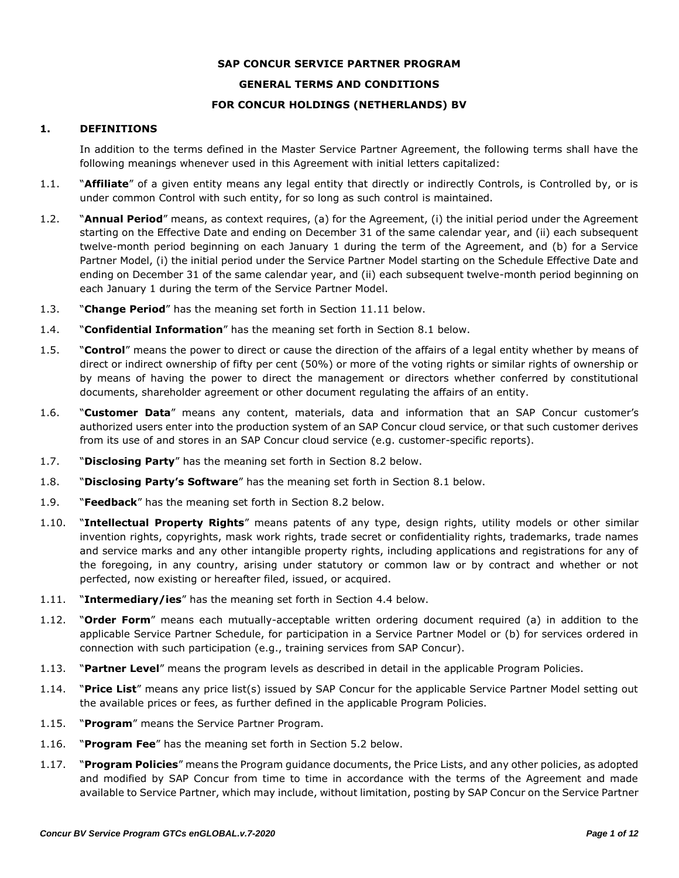# SAP CONCUR SERVICE PARTNER PROGRAM

# GENERAL TERMS AND CONDITIONS

# FOR CONCUR HOLDINGS (NETHERLANDS) BV

## 1. DEFINITIONS

In addition to the terms defined in the Master Service Partner Agreement, the following terms shall have the following meanings whenever used in this Agreement with initial letters capitalized:

1.1. "**Affiliate**" of a given entity means any legal entity that directly or indirectly Controls, is Controlled by, or is under common Control with such entity, for so long as such control is maintained.

1.2. "**Annual Period**" means, as context requires, (a) for the Agreement, (i) the initial period under the Agreement starting on the Effective Date and ending on December 31 of the same calendar year, and (ii) each subsequent twelve-month period beginning on each January 1 during the term of the Agreement, and (b) for a Service Partner Model, (i) the initial period under the Service Partner Model starting on the Schedule Effective Date and ending on December 31 of the same calendar year, and (ii) each subsequent twelve-month period beginning on each January 1 during the term of the Service Partner Model.

1.3. "**Change Period**" has the meaning set forth in Section 11.11 below.

1.4. "**Confidential Information**" has the meaning set forth in Section 8.1 below.

1.5. "**Control**" means the power to direct or cause the direction of the affairs of a legal entity whether by means of direct or indirect ownership of fifty per cent (50%) or more of the voting rights or similar rights of ownership or by means of having the power to direct the management or directors whether conferred by constitutional documents, shareholder agreement or other document regulating the affairs of an entity.

1.6. "**Customer Data**" means any content, materials, data and information that an SAP Concur customer's authorized users enter into the production system of an SAP Concur cloud service, or that such customer derives from its use of and stores in an SAP Concur cloud service (e.g. customer-specific reports).

1.7. "**Disclosing Party**" has the meaning set forth in Section 8.2 below.

1.8. "**Disclosing Party's Software**" has the meaning set forth in Section 8.1 below.

1.9. "**Feedback**" has the meaning set forth in Section 8.2 below.

1.10. "**Intellectual Property Rights**" means patents of any type, design rights, utility models or other similar invention rights, copyrights, mask work rights, trade secret or confidentiality rights, trademarks, trade names and service marks and any other intangible property rights, including applications and registrations for any of the foregoing, in any country, arising under statutory or common law or by contract and whether or not perfected, now existing or hereafter filed, issued, or acquired.

1.11. "**Intermediary/ies**" has the meaning set forth in Section 4.4 below.

1.12. "**Order Form**" means each mutually-acceptable written ordering document required (a) in addition to the applicable Service Partner Schedule, for participation in a Service Partner Model or (b) for services ordered in connection with such participation (e.g., training services from SAP Concur).

1.13. "**Partner Level**" means the program levels as described in detail in the applicable Program Policies.

1.14. "**Price List**" means any price list(s) issued by SAP Concur for the applicable Service Partner Model setting out the available prices or fees, as further defined in the applicable Program Policies.

1.15. "**Program**" means the Service Partner Program.

1.16. "**Program Fee**" has the meaning set forth in Section 5.2 below.

1.17. "**Program Policies**" means the Program guidance documents, the Price Lists, and any other policies, as adopted and modified by SAP Concur from time to time in accordance with the terms of the Agreement and made available to Service Partner, which may include, without limitation, posting by SAP Concur on the Service Partner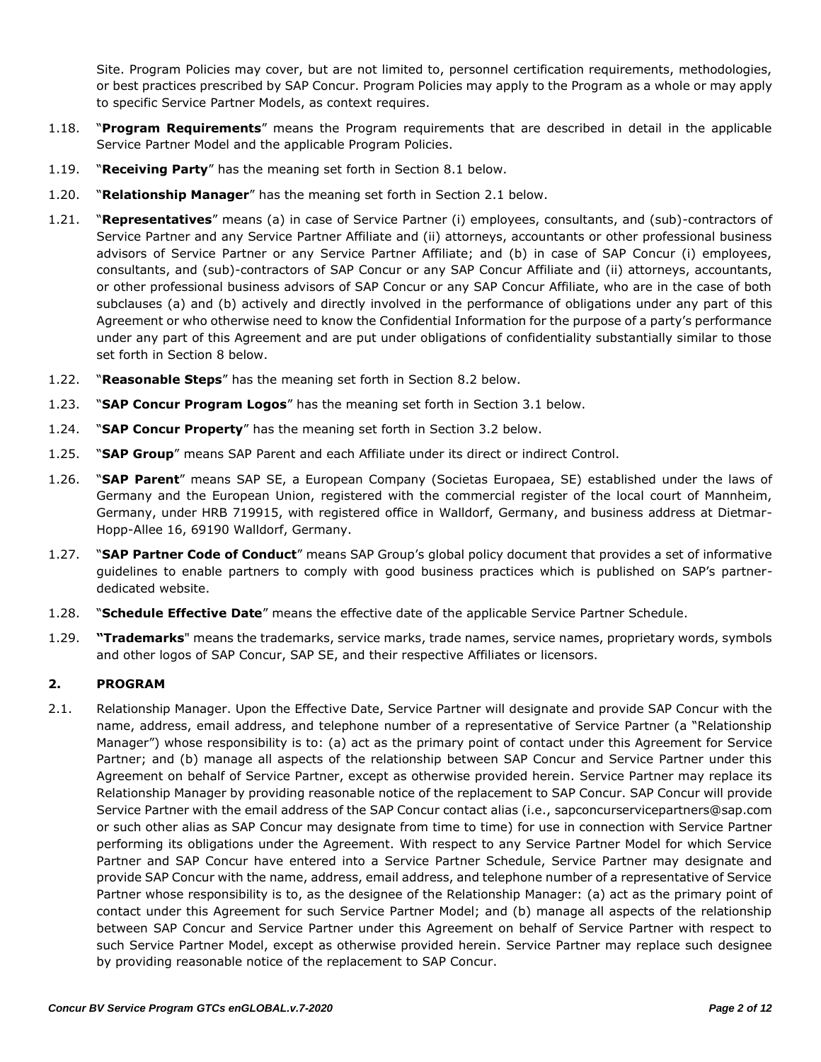Site. Program Policies may cover, but are not limited to, personnel certification requirements, methodologies, or best practices prescribed by SAP Concur. Program Policies may apply to the Program as a whole or may apply to specific Service Partner Models, as context requires.

1.18. "**Program Requirements**" means the Program requirements that are described in detail in the applicable Service Partner Model and the applicable Program Policies.

1.19. "**Receiving Party**" has the meaning set forth in Section 8.1 below.

1.20. "**Relationship Manager**" has the meaning set forth in Section 2.1 below.

1.21. "**Representatives**" means (a) in case of Service Partner (i) employees, consultants, and (sub)-contractors of Service Partner and any Service Partner Affiliate and (ii) attorneys, accountants or other professional business advisors of Service Partner or any Service Partner Affiliate; and (b) in case of SAP Concur (i) employees, consultants, and (sub)-contractors of SAP Concur or any SAP Concur Affiliate and (ii) attorneys, accountants, or other professional business advisors of SAP Concur or any SAP Concur Affiliate, who are in the case of both subclauses (a) and (b) actively and directly involved in the performance of obligations under any part of this Agreement or who otherwise need to know the Confidential Information for the purpose of a party's performance under any part of this Agreement and are put under obligations of confidentiality substantially similar to those set forth in Section 8 below.

1.22. "**Reasonable Steps**" has the meaning set forth in Section 8.2 below.

1.23. "**SAP Concur Program Logos**" has the meaning set forth in Section 3.1 below.

1.24. "**SAP Concur Property**" has the meaning set forth in Section 3.2 below.

1.25. "**SAP Group**" means SAP Parent and each Affiliate under its direct or indirect Control.

1.26. "**SAP Parent**" means SAP SE, a European Company (Societas Europaea, SE) established under the laws of Germany and the European Union, registered with the commercial register of the local court of Mannheim, Germany, under HRB 719915, with registered office in Walldorf, Germany, and business address at Dietmar-Hopp-Allee 16, 69190 Walldorf, Germany.

1.27. "**SAP Partner Code of Conduct**" means SAP Group's global policy document that provides a set of informative guidelines to enable partners to comply with good business practices which is published on SAP's partner-dedicated website.

1.28. "**Schedule Effective Date**" means the effective date of the applicable Service Partner Schedule.

1.29. **"Trademarks**" means the trademarks, service marks, trade names, service names, proprietary words, symbols and other logos of SAP Concur, SAP SE, and their respective Affiliates or licensors.

## 2. PROGRAM

2.1. Relationship Manager. Upon the Effective Date, Service Partner will designate and provide SAP Concur with the name, address, email address, and telephone number of a representative of Service Partner (a "Relationship Manager") whose responsibility is to: (a) act as the primary point of contact under this Agreement for Service Partner; and (b) manage all aspects of the relationship between SAP Concur and Service Partner under this Agreement on behalf of Service Partner, except as otherwise provided herein. Service Partner may replace its Relationship Manager by providing reasonable notice of the replacement to SAP Concur. SAP Concur will provide Service Partner with the email address of the SAP Concur contact alias (i.e., sapconcurservicepartners@sap.com or such other alias as SAP Concur may designate from time to time) for use in connection with Service Partner performing its obligations under the Agreement. With respect to any Service Partner Model for which Service Partner and SAP Concur have entered into a Service Partner Schedule, Service Partner may designate and provide SAP Concur with the name, address, email address, and telephone number of a representative of Service Partner whose responsibility is to, as the designee of the Relationship Manager: (a) act as the primary point of contact under this Agreement for such Service Partner Model; and (b) manage all aspects of the relationship between SAP Concur and Service Partner under this Agreement on behalf of Service Partner with respect to such Service Partner Model, except as otherwise provided herein. Service Partner may replace such designee by providing reasonable notice of the replacement to SAP Concur.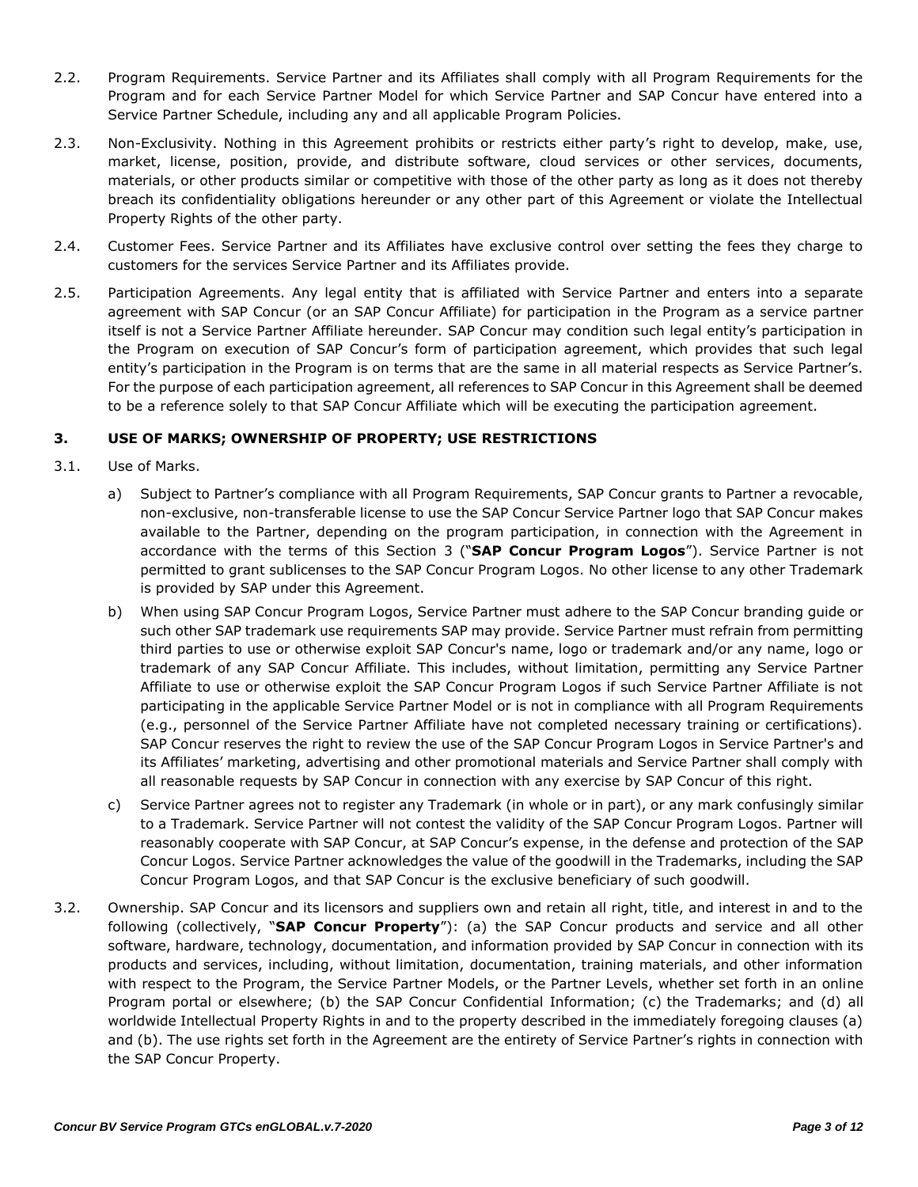2.2. Program Requirements. Service Partner and its Affiliates shall comply with all Program Requirements for the Program and for each Service Partner Model for which Service Partner and SAP Concur have entered into a Service Partner Schedule, including any and all applicable Program Policies.

2.3. Non-Exclusivity. Nothing in this Agreement prohibits or restricts either party's right to develop, make, use, market, license, position, provide, and distribute software, cloud services or other services, documents, materials, or other products similar or competitive with those of the other party as long as it does not thereby breach its confidentiality obligations hereunder or any other part of this Agreement or violate the Intellectual Property Rights of the other party.

2.4. Customer Fees. Service Partner and its Affiliates have exclusive control over setting the fees they charge to customers for the services Service Partner and its Affiliates provide.

2.5. Participation Agreements. Any legal entity that is affiliated with Service Partner and enters into a separate agreement with SAP Concur (or an SAP Concur Affiliate) for participation in the Program as a service partner itself is not a Service Partner Affiliate hereunder. SAP Concur may condition such legal entity's participation in the Program on execution of SAP Concur's form of participation agreement, which provides that such legal entity's participation in the Program is on terms that are the same in all material respects as Service Partner's. For the purpose of each participation agreement, all references to SAP Concur in this Agreement shall be deemed to be a reference solely to that SAP Concur Affiliate which will be executing the participation agreement.

## 3. USE OF MARKS; OWNERSHIP OF PROPERTY; USE RESTRICTIONS

3.1. Use of Marks.

a) Subject to Partner's compliance with all Program Requirements, SAP Concur grants to Partner a revocable, non-exclusive, non-transferable license to use the SAP Concur Service Partner logo that SAP Concur makes available to the Partner, depending on the program participation, in connection with the Agreement in accordance with the terms of this Section 3 ("**SAP Concur Program Logos**"). Service Partner is not permitted to grant sublicenses to the SAP Concur Program Logos. No other license to any other Trademark is provided by SAP under this Agreement.

b) When using SAP Concur Program Logos, Service Partner must adhere to the SAP Concur branding guide or such other SAP trademark use requirements SAP may provide. Service Partner must refrain from permitting third parties to use or otherwise exploit SAP Concur's name, logo or trademark and/or any name, logo or trademark of any SAP Concur Affiliate. This includes, without limitation, permitting any Service Partner Affiliate to use or otherwise exploit the SAP Concur Program Logos if such Service Partner Affiliate is not participating in the applicable Service Partner Model or is not in compliance with all Program Requirements (e.g., personnel of the Service Partner Affiliate have not completed necessary training or certifications). SAP Concur reserves the right to review the use of the SAP Concur Program Logos in Service Partner's and its Affiliates' marketing, advertising and other promotional materials and Service Partner shall comply with all reasonable requests by SAP Concur in connection with any exercise by SAP Concur of this right.

c) Service Partner agrees not to register any Trademark (in whole or in part), or any mark confusingly similar to a Trademark. Service Partner will not contest the validity of the SAP Concur Program Logos. Partner will reasonably cooperate with SAP Concur, at SAP Concur's expense, in the defense and protection of the SAP Concur Logos. Service Partner acknowledges the value of the goodwill in the Trademarks, including the SAP Concur Program Logos, and that SAP Concur is the exclusive beneficiary of such goodwill.

3.2. Ownership. SAP Concur and its licensors and suppliers own and retain all right, title, and interest in and to the following (collectively, "**SAP Concur Property**"): (a) the SAP Concur products and service and all other software, hardware, technology, documentation, and information provided by SAP Concur in connection with its products and services, including, without limitation, documentation, training materials, and other information with respect to the Program, the Service Partner Models, or the Partner Levels, whether set forth in an online Program portal or elsewhere; (b) the SAP Concur Confidential Information; (c) the Trademarks; and (d) all worldwide Intellectual Property Rights in and to the property described in the immediately foregoing clauses (a) and (b). The use rights set forth in the Agreement are the entirety of Service Partner's rights in connection with the SAP Concur Property.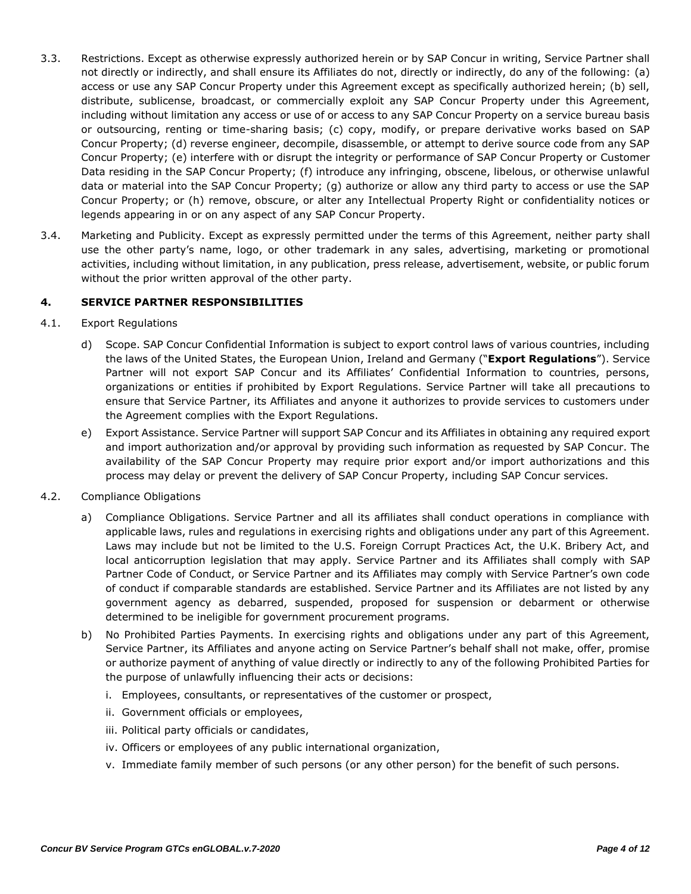3.3. Restrictions. Except as otherwise expressly authorized herein or by SAP Concur in writing, Service Partner shall not directly or indirectly, and shall ensure its Affiliates do not, directly or indirectly, do any of the following: (a) access or use any SAP Concur Property under this Agreement except as specifically authorized herein; (b) sell, distribute, sublicense, broadcast, or commercially exploit any SAP Concur Property under this Agreement, including without limitation any access or use of or access to any SAP Concur Property on a service bureau basis or outsourcing, renting or time-sharing basis; (c) copy, modify, or prepare derivative works based on SAP Concur Property; (d) reverse engineer, decompile, disassemble, or attempt to derive source code from any SAP Concur Property; (e) interfere with or disrupt the integrity or performance of SAP Concur Property or Customer Data residing in the SAP Concur Property; (f) introduce any infringing, obscene, libelous, or otherwise unlawful data or material into the SAP Concur Property; (g) authorize or allow any third party to access or use the SAP Concur Property; or (h) remove, obscure, or alter any Intellectual Property Right or confidentiality notices or legends appearing in or on any aspect of any SAP Concur Property.

3.4. Marketing and Publicity. Except as expressly permitted under the terms of this Agreement, neither party shall use the other party's name, logo, or other trademark in any sales, advertising, marketing or promotional activities, including without limitation, in any publication, press release, advertisement, website, or public forum without the prior written approval of the other party.

## 4. SERVICE PARTNER RESPONSIBILITIES

4.1. Export Regulations

d) Scope. SAP Concur Confidential Information is subject to export control laws of various countries, including the laws of the United States, the European Union, Ireland and Germany ("**Export Regulations**"). Service Partner will not export SAP Concur and its Affiliates' Confidential Information to countries, persons, organizations or entities if prohibited by Export Regulations. Service Partner will take all precautions to ensure that Service Partner, its Affiliates and anyone it authorizes to provide services to customers under the Agreement complies with the Export Regulations.

e) Export Assistance. Service Partner will support SAP Concur and its Affiliates in obtaining any required export and import authorization and/or approval by providing such information as requested by SAP Concur. The availability of the SAP Concur Property may require prior export and/or import authorizations and this process may delay or prevent the delivery of SAP Concur Property, including SAP Concur services.

4.2. Compliance Obligations

a) Compliance Obligations. Service Partner and all its affiliates shall conduct operations in compliance with applicable laws, rules and regulations in exercising rights and obligations under any part of this Agreement. Laws may include but not be limited to the U.S. Foreign Corrupt Practices Act, the U.K. Bribery Act, and local anticorruption legislation that may apply. Service Partner and its Affiliates shall comply with SAP Partner Code of Conduct, or Service Partner and its Affiliates may comply with Service Partner's own code of conduct if comparable standards are established. Service Partner and its Affiliates are not listed by any government agency as debarred, suspended, proposed for suspension or debarment or otherwise determined to be ineligible for government procurement programs.

b) No Prohibited Parties Payments. In exercising rights and obligations under any part of this Agreement, Service Partner, its Affiliates and anyone acting on Service Partner's behalf shall not make, offer, promise or authorize payment of anything of value directly or indirectly to any of the following Prohibited Parties for the purpose of unlawfully influencing their acts or decisions:

i. Employees, consultants, or representatives of the customer or prospect,

ii. Government officials or employees,

iii. Political party officials or candidates,

iv. Officers or employees of any public international organization,

v. Immediate family member of such persons (or any other person) for the benefit of such persons.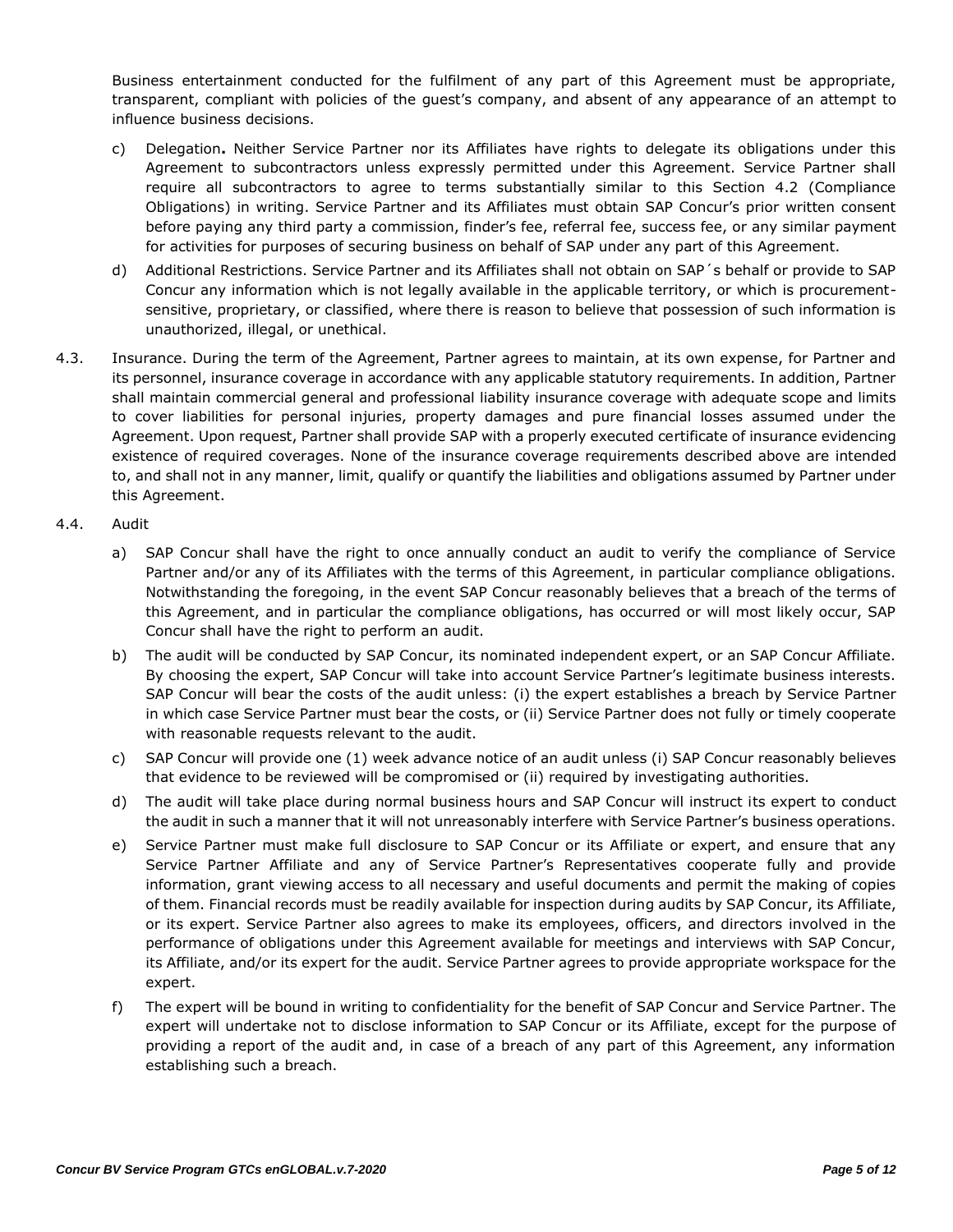Business entertainment conducted for the fulfilment of any part of this Agreement must be appropriate, transparent, compliant with policies of the guest's company, and absent of any appearance of an attempt to influence business decisions.

c) Delegation**.** Neither Service Partner nor its Affiliates have rights to delegate its obligations under this Agreement to subcontractors unless expressly permitted under this Agreement. Service Partner shall require all subcontractors to agree to terms substantially similar to this Section 4.2 (Compliance Obligations) in writing. Service Partner and its Affiliates must obtain SAP Concur's prior written consent before paying any third party a commission, finder's fee, referral fee, success fee, or any similar payment for activities for purposes of securing business on behalf of SAP under any part of this Agreement.

d) Additional Restrictions. Service Partner and its Affiliates shall not obtain on SAP´s behalf or provide to SAP Concur any information which is not legally available in the applicable territory, or which is procurement-sensitive, proprietary, or classified, where there is reason to believe that possession of such information is unauthorized, illegal, or unethical.

4.3. Insurance. During the term of the Agreement, Partner agrees to maintain, at its own expense, for Partner and its personnel, insurance coverage in accordance with any applicable statutory requirements. In addition, Partner shall maintain commercial general and professional liability insurance coverage with adequate scope and limits to cover liabilities for personal injuries, property damages and pure financial losses assumed under the Agreement. Upon request, Partner shall provide SAP with a properly executed certificate of insurance evidencing existence of required coverages. None of the insurance coverage requirements described above are intended to, and shall not in any manner, limit, qualify or quantify the liabilities and obligations assumed by Partner under this Agreement.

4.4. Audit

a) SAP Concur shall have the right to once annually conduct an audit to verify the compliance of Service Partner and/or any of its Affiliates with the terms of this Agreement, in particular compliance obligations. Notwithstanding the foregoing, in the event SAP Concur reasonably believes that a breach of the terms of this Agreement, and in particular the compliance obligations, has occurred or will most likely occur, SAP Concur shall have the right to perform an audit.

b) The audit will be conducted by SAP Concur, its nominated independent expert, or an SAP Concur Affiliate. By choosing the expert, SAP Concur will take into account Service Partner's legitimate business interests. SAP Concur will bear the costs of the audit unless: (i) the expert establishes a breach by Service Partner in which case Service Partner must bear the costs, or (ii) Service Partner does not fully or timely cooperate with reasonable requests relevant to the audit.

c) SAP Concur will provide one (1) week advance notice of an audit unless (i) SAP Concur reasonably believes that evidence to be reviewed will be compromised or (ii) required by investigating authorities.

d) The audit will take place during normal business hours and SAP Concur will instruct its expert to conduct the audit in such a manner that it will not unreasonably interfere with Service Partner's business operations.

e) Service Partner must make full disclosure to SAP Concur or its Affiliate or expert, and ensure that any Service Partner Affiliate and any of Service Partner's Representatives cooperate fully and provide information, grant viewing access to all necessary and useful documents and permit the making of copies of them. Financial records must be readily available for inspection during audits by SAP Concur, its Affiliate, or its expert. Service Partner also agrees to make its employees, officers, and directors involved in the performance of obligations under this Agreement available for meetings and interviews with SAP Concur, its Affiliate, and/or its expert for the audit. Service Partner agrees to provide appropriate workspace for the expert.

f) The expert will be bound in writing to confidentiality for the benefit of SAP Concur and Service Partner. The expert will undertake not to disclose information to SAP Concur or its Affiliate, except for the purpose of providing a report of the audit and, in case of a breach of any part of this Agreement, any information establishing such a breach.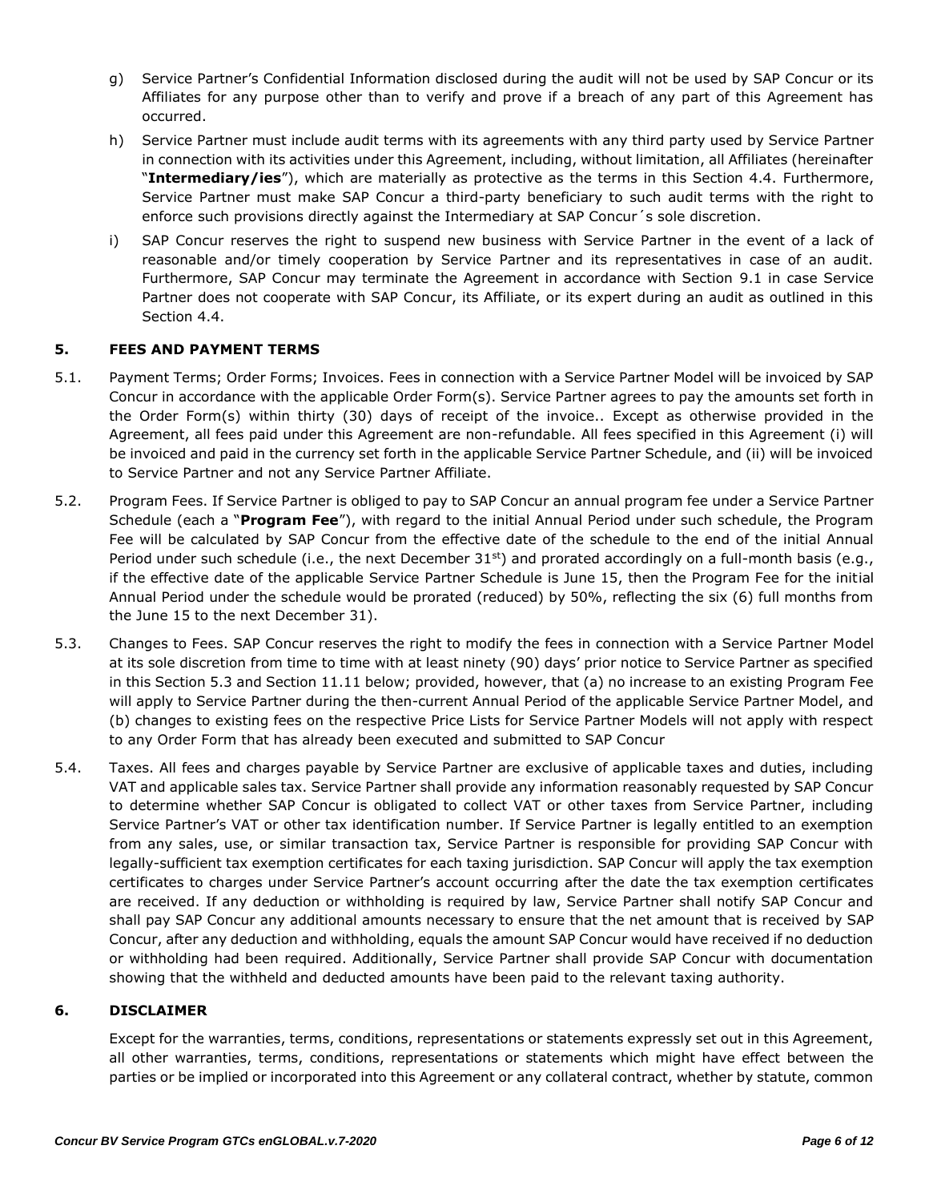g) Service Partner's Confidential Information disclosed during the audit will not be used by SAP Concur or its Affiliates for any purpose other than to verify and prove if a breach of any part of this Agreement has occurred.

h) Service Partner must include audit terms with its agreements with any third party used by Service Partner in connection with its activities under this Agreement, including, without limitation, all Affiliates (hereinafter "**Intermediary/ies**"), which are materially as protective as the terms in this Section 4.4. Furthermore, Service Partner must make SAP Concur a third-party beneficiary to such audit terms with the right to enforce such provisions directly against the Intermediary at SAP Concur´s sole discretion.

i) SAP Concur reserves the right to suspend new business with Service Partner in the event of a lack of reasonable and/or timely cooperation by Service Partner and its representatives in case of an audit. Furthermore, SAP Concur may terminate the Agreement in accordance with Section 9.1 in case Service Partner does not cooperate with SAP Concur, its Affiliate, or its expert during an audit as outlined in this Section 4.4.

## 5. FEES AND PAYMENT TERMS

5.1. Payment Terms; Order Forms; Invoices. Fees in connection with a Service Partner Model will be invoiced by SAP Concur in accordance with the applicable Order Form(s). Service Partner agrees to pay the amounts set forth in the Order Form(s) within thirty (30) days of receipt of the invoice.. Except as otherwise provided in the Agreement, all fees paid under this Agreement are non-refundable. All fees specified in this Agreement (i) will be invoiced and paid in the currency set forth in the applicable Service Partner Schedule, and (ii) will be invoiced to Service Partner and not any Service Partner Affiliate.

5.2. Program Fees. If Service Partner is obliged to pay to SAP Concur an annual program fee under a Service Partner Schedule (each a "**Program Fee**"), with regard to the initial Annual Period under such schedule, the Program Fee will be calculated by SAP Concur from the effective date of the schedule to the end of the initial Annual Period under such schedule (i.e., the next December 31st) and prorated accordingly on a full-month basis (e.g., if the effective date of the applicable Service Partner Schedule is June 15, then the Program Fee for the initial Annual Period under the schedule would be prorated (reduced) by 50%, reflecting the six (6) full months from the June 15 to the next December 31).

5.3. Changes to Fees. SAP Concur reserves the right to modify the fees in connection with a Service Partner Model at its sole discretion from time to time with at least ninety (90) days' prior notice to Service Partner as specified in this Section 5.3 and Section 11.11 below; provided, however, that (a) no increase to an existing Program Fee will apply to Service Partner during the then-current Annual Period of the applicable Service Partner Model, and (b) changes to existing fees on the respective Price Lists for Service Partner Models will not apply with respect to any Order Form that has already been executed and submitted to SAP Concur

5.4. Taxes. All fees and charges payable by Service Partner are exclusive of applicable taxes and duties, including VAT and applicable sales tax. Service Partner shall provide any information reasonably requested by SAP Concur to determine whether SAP Concur is obligated to collect VAT or other taxes from Service Partner, including Service Partner's VAT or other tax identification number. If Service Partner is legally entitled to an exemption from any sales, use, or similar transaction tax, Service Partner is responsible for providing SAP Concur with legally-sufficient tax exemption certificates for each taxing jurisdiction. SAP Concur will apply the tax exemption certificates to charges under Service Partner's account occurring after the date the tax exemption certificates are received. If any deduction or withholding is required by law, Service Partner shall notify SAP Concur and shall pay SAP Concur any additional amounts necessary to ensure that the net amount that is received by SAP Concur, after any deduction and withholding, equals the amount SAP Concur would have received if no deduction or withholding had been required. Additionally, Service Partner shall provide SAP Concur with documentation showing that the withheld and deducted amounts have been paid to the relevant taxing authority.

## 6. DISCLAIMER

Except for the warranties, terms, conditions, representations or statements expressly set out in this Agreement, all other warranties, terms, conditions, representations or statements which might have effect between the parties or be implied or incorporated into this Agreement or any collateral contract, whether by statute, common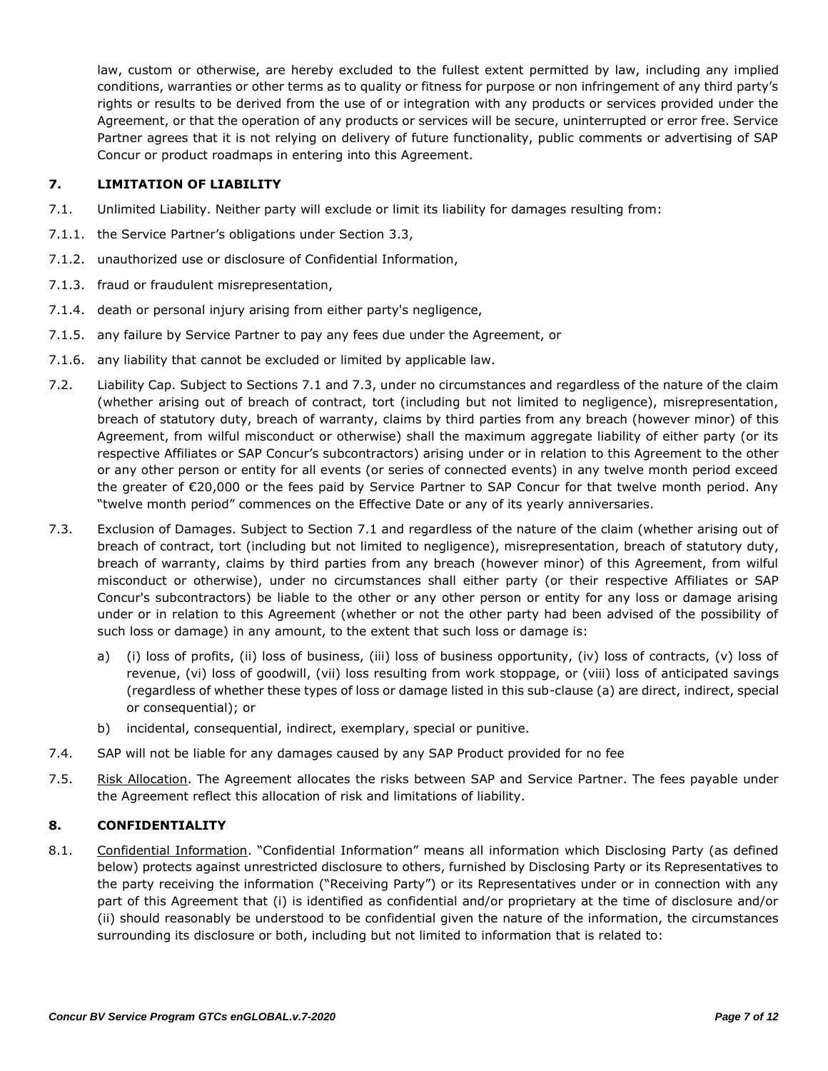law, custom or otherwise, are hereby excluded to the fullest extent permitted by law, including any implied conditions, warranties or other terms as to quality or fitness for purpose or non infringement of any third party's rights or results to be derived from the use of or integration with any products or services provided under the Agreement, or that the operation of any products or services will be secure, uninterrupted or error free. Service Partner agrees that it is not relying on delivery of future functionality, public comments or advertising of SAP Concur or product roadmaps in entering into this Agreement.

## 7. LIMITATION OF LIABILITY

7.1. Unlimited Liability. Neither party will exclude or limit its liability for damages resulting from:

7.1.1. the Service Partner's obligations under Section 3.3,

7.1.2. unauthorized use or disclosure of Confidential Information,

7.1.3. fraud or fraudulent misrepresentation,

7.1.4. death or personal injury arising from either party's negligence,

7.1.5. any failure by Service Partner to pay any fees due under the Agreement, or

7.1.6. any liability that cannot be excluded or limited by applicable law.

7.2. Liability Cap. Subject to Sections 7.1 and 7.3, under no circumstances and regardless of the nature of the claim (whether arising out of breach of contract, tort (including but not limited to negligence), misrepresentation, breach of statutory duty, breach of warranty, claims by third parties from any breach (however minor) of this Agreement, from wilful misconduct or otherwise) shall the maximum aggregate liability of either party (or its respective Affiliates or SAP Concur's subcontractors) arising under or in relation to this Agreement to the other or any other person or entity for all events (or series of connected events) in any twelve month period exceed the greater of €20,000 or the fees paid by Service Partner to SAP Concur for that twelve month period. Any "twelve month period" commences on the Effective Date or any of its yearly anniversaries.

7.3. Exclusion of Damages. Subject to Section 7.1 and regardless of the nature of the claim (whether arising out of breach of contract, tort (including but not limited to negligence), misrepresentation, breach of statutory duty, breach of warranty, claims by third parties from any breach (however minor) of this Agreement, from wilful misconduct or otherwise), under no circumstances shall either party (or their respective Affiliates or SAP Concur's subcontractors) be liable to the other or any other person or entity for any loss or damage arising under or in relation to this Agreement (whether or not the other party had been advised of the possibility of such loss or damage) in any amount, to the extent that such loss or damage is:

a) (i) loss of profits, (ii) loss of business, (iii) loss of business opportunity, (iv) loss of contracts, (v) loss of revenue, (vi) loss of goodwill, (vii) loss resulting from work stoppage, or (viii) loss of anticipated savings (regardless of whether these types of loss or damage listed in this sub-clause (a) are direct, indirect, special or consequential); or

b) incidental, consequential, indirect, exemplary, special or punitive.

7.4. SAP will not be liable for any damages caused by any SAP Product provided for no fee

7.5. Risk Allocation. The Agreement allocates the risks between SAP and Service Partner. The fees payable under the Agreement reflect this allocation of risk and limitations of liability.

## 8. CONFIDENTIALITY

8.1. Confidential Information. "Confidential Information" means all information which Disclosing Party (as defined below) protects against unrestricted disclosure to others, furnished by Disclosing Party or its Representatives to the party receiving the information ("Receiving Party") or its Representatives under or in connection with any part of this Agreement that (i) is identified as confidential and/or proprietary at the time of disclosure and/or (ii) should reasonably be understood to be confidential given the nature of the information, the circumstances surrounding its disclosure or both, including but not limited to information that is related to: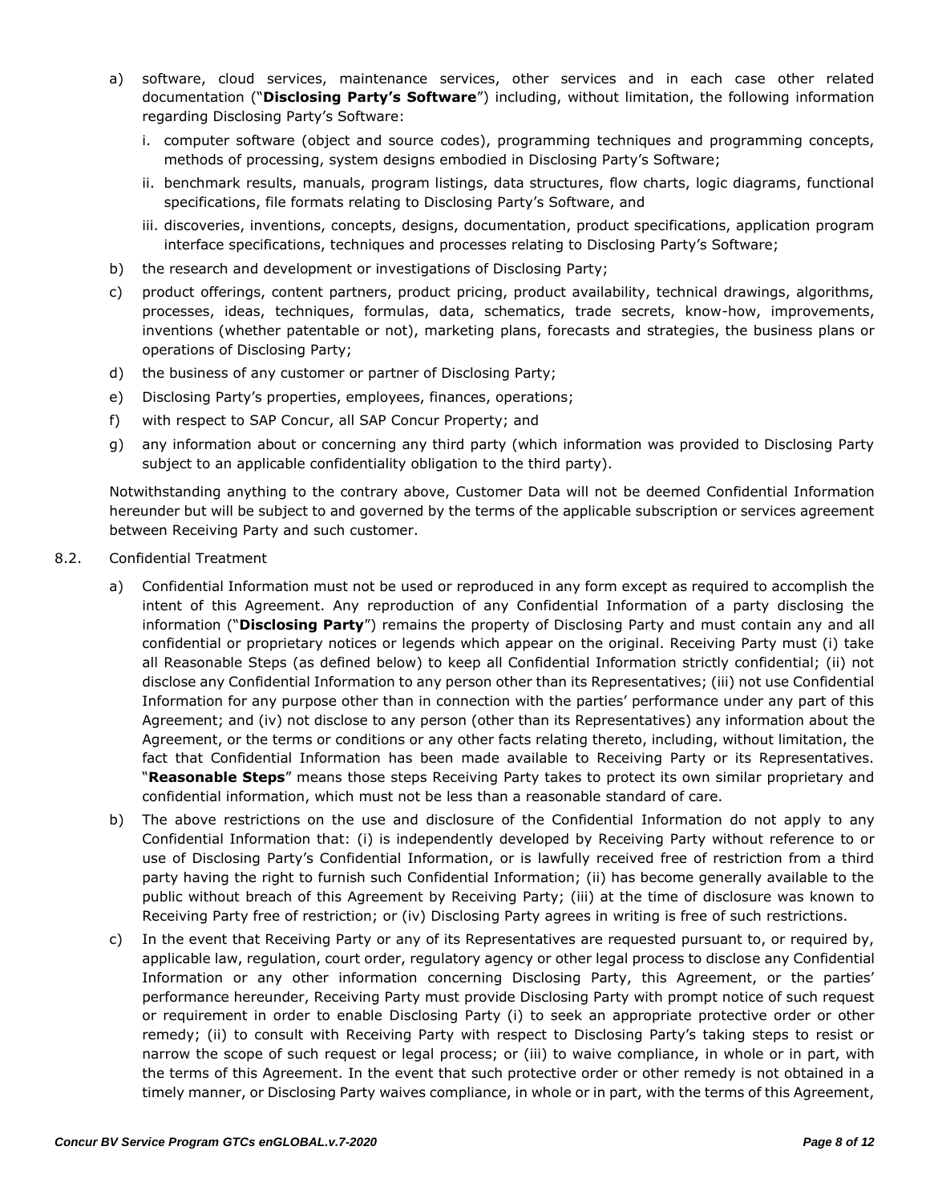a) software, cloud services, maintenance services, other services and in each case other related documentation ("**Disclosing Party's Software**") including, without limitation, the following information regarding Disclosing Party's Software:

   i. computer software (object and source codes), programming techniques and programming concepts, methods of processing, system designs embodied in Disclosing Party's Software;

   ii. benchmark results, manuals, program listings, data structures, flow charts, logic diagrams, functional specifications, file formats relating to Disclosing Party's Software, and

   iii. discoveries, inventions, concepts, designs, documentation, product specifications, application program interface specifications, techniques and processes relating to Disclosing Party's Software;

b) the research and development or investigations of Disclosing Party;

c) product offerings, content partners, product pricing, product availability, technical drawings, algorithms, processes, ideas, techniques, formulas, data, schematics, trade secrets, know-how, improvements, inventions (whether patentable or not), marketing plans, forecasts and strategies, the business plans or operations of Disclosing Party;

d) the business of any customer or partner of Disclosing Party;

e) Disclosing Party's properties, employees, finances, operations;

f) with respect to SAP Concur, all SAP Concur Property; and

g) any information about or concerning any third party (which information was provided to Disclosing Party subject to an applicable confidentiality obligation to the third party).

Notwithstanding anything to the contrary above, Customer Data will not be deemed Confidential Information hereunder but will be subject to and governed by the terms of the applicable subscription or services agreement between Receiving Party and such customer.

8.2. Confidential Treatment

a) Confidential Information must not be used or reproduced in any form except as required to accomplish the intent of this Agreement. Any reproduction of any Confidential Information of a party disclosing the information ("**Disclosing Party**") remains the property of Disclosing Party and must contain any and all confidential or proprietary notices or legends which appear on the original. Receiving Party must (i) take all Reasonable Steps (as defined below) to keep all Confidential Information strictly confidential; (ii) not disclose any Confidential Information to any person other than its Representatives; (iii) not use Confidential Information for any purpose other than in connection with the parties' performance under any part of this Agreement; and (iv) not disclose to any person (other than its Representatives) any information about the Agreement, or the terms or conditions or any other facts relating thereto, including, without limitation, the fact that Confidential Information has been made available to Receiving Party or its Representatives. "**Reasonable Steps**" means those steps Receiving Party takes to protect its own similar proprietary and confidential information, which must not be less than a reasonable standard of care.

b) The above restrictions on the use and disclosure of the Confidential Information do not apply to any Confidential Information that: (i) is independently developed by Receiving Party without reference to or use of Disclosing Party's Confidential Information, or is lawfully received free of restriction from a third party having the right to furnish such Confidential Information; (ii) has become generally available to the public without breach of this Agreement by Receiving Party; (iii) at the time of disclosure was known to Receiving Party free of restriction; or (iv) Disclosing Party agrees in writing is free of such restrictions.

c) In the event that Receiving Party or any of its Representatives are requested pursuant to, or required by, applicable law, regulation, court order, regulatory agency or other legal process to disclose any Confidential Information or any other information concerning Disclosing Party, this Agreement, or the parties' performance hereunder, Receiving Party must provide Disclosing Party with prompt notice of such request or requirement in order to enable Disclosing Party (i) to seek an appropriate protective order or other remedy; (ii) to consult with Receiving Party with respect to Disclosing Party's taking steps to resist or narrow the scope of such request or legal process; or (iii) to waive compliance, in whole or in part, with the terms of this Agreement. In the event that such protective order or other remedy is not obtained in a timely manner, or Disclosing Party waives compliance, in whole or in part, with the terms of this Agreement,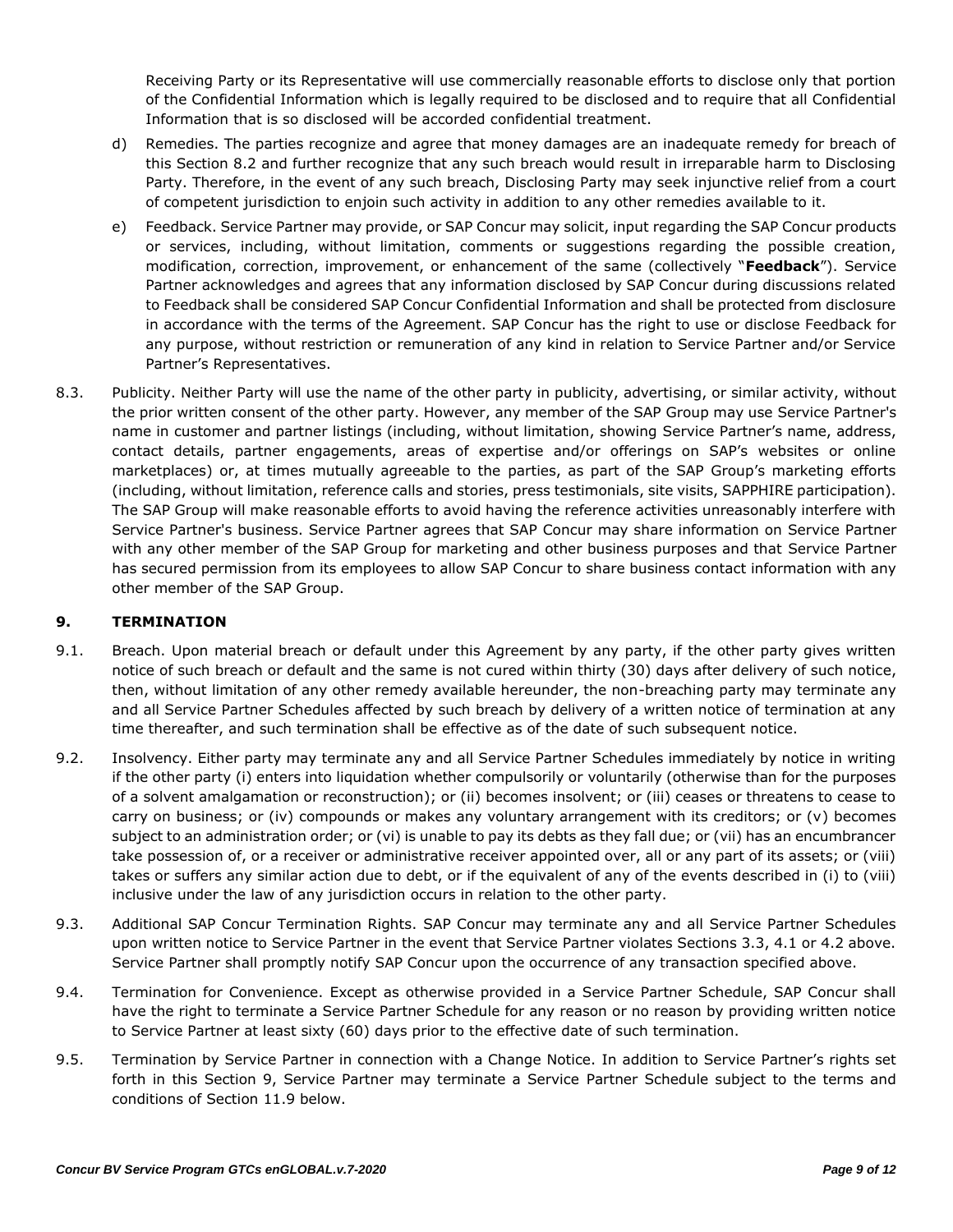Receiving Party or its Representative will use commercially reasonable efforts to disclose only that portion of the Confidential Information which is legally required to be disclosed and to require that all Confidential Information that is so disclosed will be accorded confidential treatment.

d) Remedies. The parties recognize and agree that money damages are an inadequate remedy for breach of this Section 8.2 and further recognize that any such breach would result in irreparable harm to Disclosing Party. Therefore, in the event of any such breach, Disclosing Party may seek injunctive relief from a court of competent jurisdiction to enjoin such activity in addition to any other remedies available to it.

e) Feedback. Service Partner may provide, or SAP Concur may solicit, input regarding the SAP Concur products or services, including, without limitation, comments or suggestions regarding the possible creation, modification, correction, improvement, or enhancement of the same (collectively "**Feedback**"). Service Partner acknowledges and agrees that any information disclosed by SAP Concur during discussions related to Feedback shall be considered SAP Concur Confidential Information and shall be protected from disclosure in accordance with the terms of the Agreement. SAP Concur has the right to use or disclose Feedback for any purpose, without restriction or remuneration of any kind in relation to Service Partner and/or Service Partner's Representatives.

8.3. Publicity. Neither Party will use the name of the other party in publicity, advertising, or similar activity, without the prior written consent of the other party. However, any member of the SAP Group may use Service Partner's name in customer and partner listings (including, without limitation, showing Service Partner's name, address, contact details, partner engagements, areas of expertise and/or offerings on SAP's websites or online marketplaces) or, at times mutually agreeable to the parties, as part of the SAP Group's marketing efforts (including, without limitation, reference calls and stories, press testimonials, site visits, SAPPHIRE participation). The SAP Group will make reasonable efforts to avoid having the reference activities unreasonably interfere with Service Partner's business. Service Partner agrees that SAP Concur may share information on Service Partner with any other member of the SAP Group for marketing and other business purposes and that Service Partner has secured permission from its employees to allow SAP Concur to share business contact information with any other member of the SAP Group.

## 9. TERMINATION

9.1. Breach. Upon material breach or default under this Agreement by any party, if the other party gives written notice of such breach or default and the same is not cured within thirty (30) days after delivery of such notice, then, without limitation of any other remedy available hereunder, the non-breaching party may terminate any and all Service Partner Schedules affected by such breach by delivery of a written notice of termination at any time thereafter, and such termination shall be effective as of the date of such subsequent notice.

9.2. Insolvency. Either party may terminate any and all Service Partner Schedules immediately by notice in writing if the other party (i) enters into liquidation whether compulsorily or voluntarily (otherwise than for the purposes of a solvent amalgamation or reconstruction); or (ii) becomes insolvent; or (iii) ceases or threatens to cease to carry on business; or (iv) compounds or makes any voluntary arrangement with its creditors; or (v) becomes subject to an administration order; or (vi) is unable to pay its debts as they fall due; or (vii) has an encumbrancer take possession of, or a receiver or administrative receiver appointed over, all or any part of its assets; or (viii) takes or suffers any similar action due to debt, or if the equivalent of any of the events described in (i) to (viii) inclusive under the law of any jurisdiction occurs in relation to the other party.

9.3. Additional SAP Concur Termination Rights. SAP Concur may terminate any and all Service Partner Schedules upon written notice to Service Partner in the event that Service Partner violates Sections 3.3, 4.1 or 4.2 above. Service Partner shall promptly notify SAP Concur upon the occurrence of any transaction specified above.

9.4. Termination for Convenience. Except as otherwise provided in a Service Partner Schedule, SAP Concur shall have the right to terminate a Service Partner Schedule for any reason or no reason by providing written notice to Service Partner at least sixty (60) days prior to the effective date of such termination.

9.5. Termination by Service Partner in connection with a Change Notice. In addition to Service Partner's rights set forth in this Section 9, Service Partner may terminate a Service Partner Schedule subject to the terms and conditions of Section 11.9 below.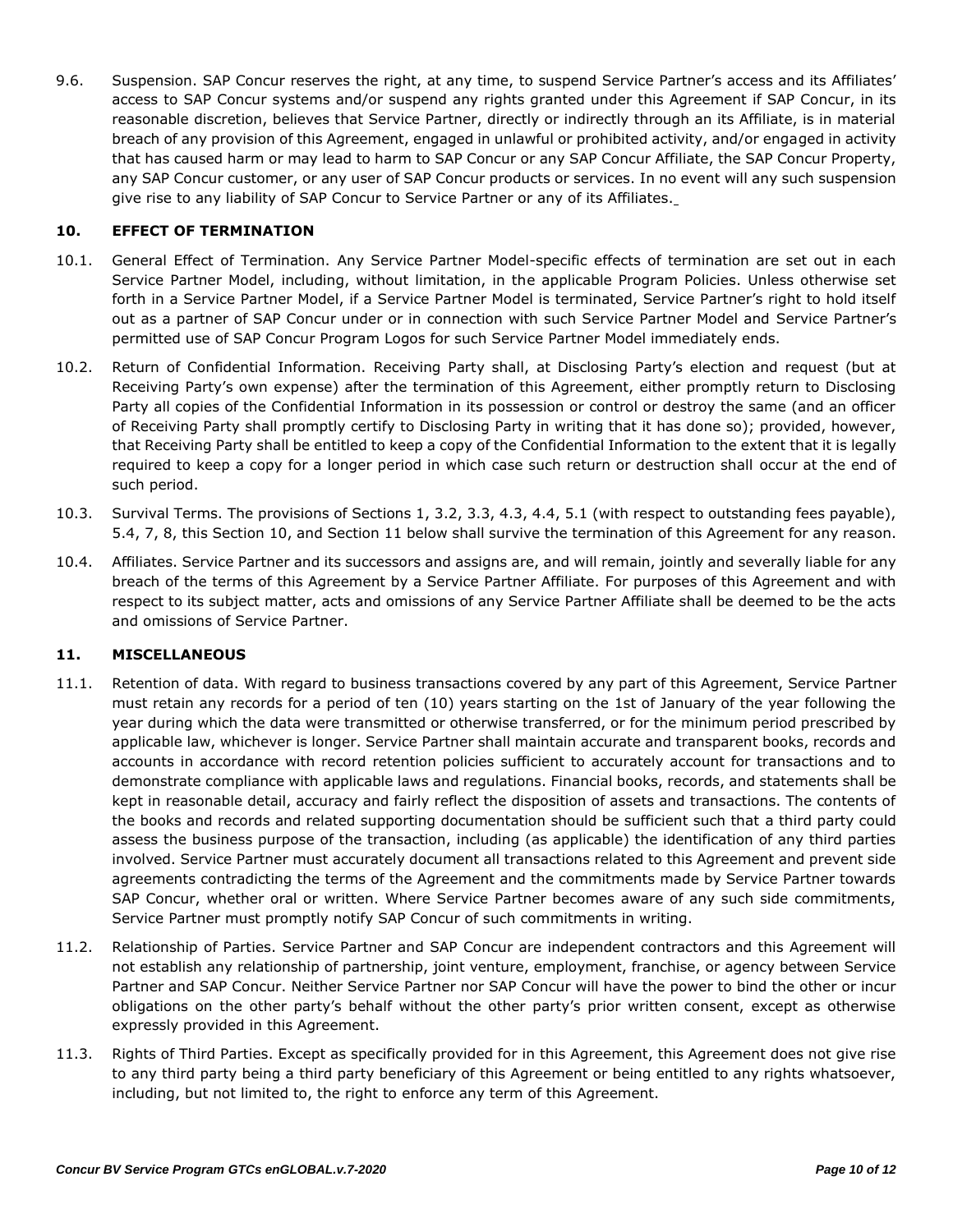9.6. Suspension. SAP Concur reserves the right, at any time, to suspend Service Partner's access and its Affiliates' access to SAP Concur systems and/or suspend any rights granted under this Agreement if SAP Concur, in its reasonable discretion, believes that Service Partner, directly or indirectly through an its Affiliate, is in material breach of any provision of this Agreement, engaged in unlawful or prohibited activity, and/or engaged in activity that has caused harm or may lead to harm to SAP Concur or any SAP Concur Affiliate, the SAP Concur Property, any SAP Concur customer, or any user of SAP Concur products or services. In no event will any such suspension give rise to any liability of SAP Concur to Service Partner or any of its Affiliates.

## 10. EFFECT OF TERMINATION

10.1. General Effect of Termination. Any Service Partner Model-specific effects of termination are set out in each Service Partner Model, including, without limitation, in the applicable Program Policies. Unless otherwise set forth in a Service Partner Model, if a Service Partner Model is terminated, Service Partner's right to hold itself out as a partner of SAP Concur under or in connection with such Service Partner Model and Service Partner's permitted use of SAP Concur Program Logos for such Service Partner Model immediately ends.

10.2. Return of Confidential Information. Receiving Party shall, at Disclosing Party's election and request (but at Receiving Party's own expense) after the termination of this Agreement, either promptly return to Disclosing Party all copies of the Confidential Information in its possession or control or destroy the same (and an officer of Receiving Party shall promptly certify to Disclosing Party in writing that it has done so); provided, however, that Receiving Party shall be entitled to keep a copy of the Confidential Information to the extent that it is legally required to keep a copy for a longer period in which case such return or destruction shall occur at the end of such period.

10.3. Survival Terms. The provisions of Sections 1, 3.2, 3.3, 4.3, 4.4, 5.1 (with respect to outstanding fees payable), 5.4, 7, 8, this Section 10, and Section 11 below shall survive the termination of this Agreement for any reason.

10.4. Affiliates. Service Partner and its successors and assigns are, and will remain, jointly and severally liable for any breach of the terms of this Agreement by a Service Partner Affiliate. For purposes of this Agreement and with respect to its subject matter, acts and omissions of any Service Partner Affiliate shall be deemed to be the acts and omissions of Service Partner.

## 11. MISCELLANEOUS

11.1. Retention of data. With regard to business transactions covered by any part of this Agreement, Service Partner must retain any records for a period of ten (10) years starting on the 1st of January of the year following the year during which the data were transmitted or otherwise transferred, or for the minimum period prescribed by applicable law, whichever is longer. Service Partner shall maintain accurate and transparent books, records and accounts in accordance with record retention policies sufficient to accurately account for transactions and to demonstrate compliance with applicable laws and regulations. Financial books, records, and statements shall be kept in reasonable detail, accuracy and fairly reflect the disposition of assets and transactions. The contents of the books and records and related supporting documentation should be sufficient such that a third party could assess the business purpose of the transaction, including (as applicable) the identification of any third parties involved. Service Partner must accurately document all transactions related to this Agreement and prevent side agreements contradicting the terms of the Agreement and the commitments made by Service Partner towards SAP Concur, whether oral or written. Where Service Partner becomes aware of any such side commitments, Service Partner must promptly notify SAP Concur of such commitments in writing.

11.2. Relationship of Parties. Service Partner and SAP Concur are independent contractors and this Agreement will not establish any relationship of partnership, joint venture, employment, franchise, or agency between Service Partner and SAP Concur. Neither Service Partner nor SAP Concur will have the power to bind the other or incur obligations on the other party's behalf without the other party's prior written consent, except as otherwise expressly provided in this Agreement.

11.3. Rights of Third Parties. Except as specifically provided for in this Agreement, this Agreement does not give rise to any third party being a third party beneficiary of this Agreement or being entitled to any rights whatsoever, including, but not limited to, the right to enforce any term of this Agreement.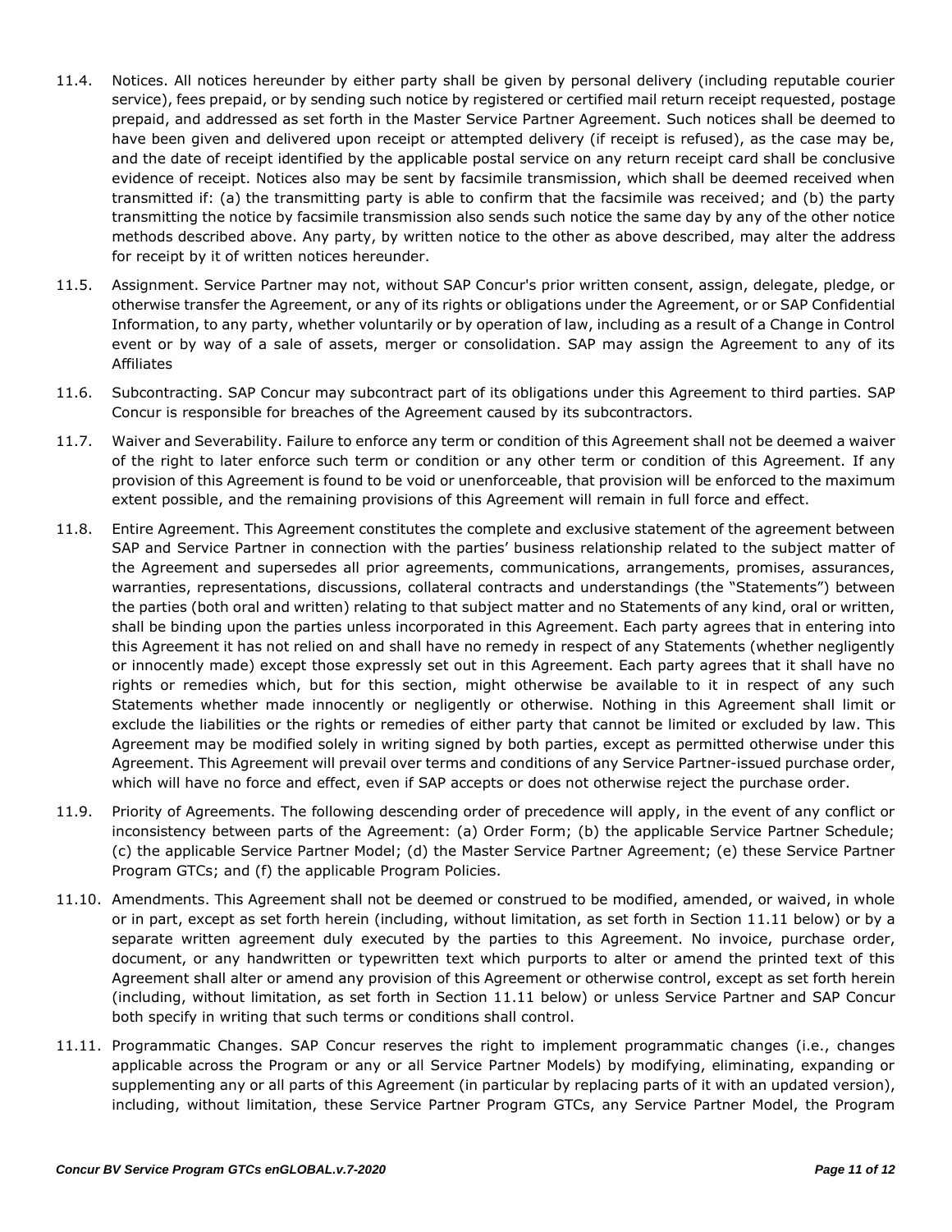11.4. Notices. All notices hereunder by either party shall be given by personal delivery (including reputable courier service), fees prepaid, or by sending such notice by registered or certified mail return receipt requested, postage prepaid, and addressed as set forth in the Master Service Partner Agreement. Such notices shall be deemed to have been given and delivered upon receipt or attempted delivery (if receipt is refused), as the case may be, and the date of receipt identified by the applicable postal service on any return receipt card shall be conclusive evidence of receipt. Notices also may be sent by facsimile transmission, which shall be deemed received when transmitted if: (a) the transmitting party is able to confirm that the facsimile was received; and (b) the party transmitting the notice by facsimile transmission also sends such notice the same day by any of the other notice methods described above. Any party, by written notice to the other as above described, may alter the address for receipt by it of written notices hereunder.

11.5. Assignment. Service Partner may not, without SAP Concur's prior written consent, assign, delegate, pledge, or otherwise transfer the Agreement, or any of its rights or obligations under the Agreement, or or SAP Confidential Information, to any party, whether voluntarily or by operation of law, including as a result of a Change in Control event or by way of a sale of assets, merger or consolidation. SAP may assign the Agreement to any of its Affiliates

11.6. Subcontracting. SAP Concur may subcontract part of its obligations under this Agreement to third parties. SAP Concur is responsible for breaches of the Agreement caused by its subcontractors.

11.7. Waiver and Severability. Failure to enforce any term or condition of this Agreement shall not be deemed a waiver of the right to later enforce such term or condition or any other term or condition of this Agreement. If any provision of this Agreement is found to be void or unenforceable, that provision will be enforced to the maximum extent possible, and the remaining provisions of this Agreement will remain in full force and effect.

11.8. Entire Agreement. This Agreement constitutes the complete and exclusive statement of the agreement between SAP and Service Partner in connection with the parties' business relationship related to the subject matter of the Agreement and supersedes all prior agreements, communications, arrangements, promises, assurances, warranties, representations, discussions, collateral contracts and understandings (the "Statements") between the parties (both oral and written) relating to that subject matter and no Statements of any kind, oral or written, shall be binding upon the parties unless incorporated in this Agreement. Each party agrees that in entering into this Agreement it has not relied on and shall have no remedy in respect of any Statements (whether negligently or innocently made) except those expressly set out in this Agreement. Each party agrees that it shall have no rights or remedies which, but for this section, might otherwise be available to it in respect of any such Statements whether made innocently or negligently or otherwise. Nothing in this Agreement shall limit or exclude the liabilities or the rights or remedies of either party that cannot be limited or excluded by law. This Agreement may be modified solely in writing signed by both parties, except as permitted otherwise under this Agreement. This Agreement will prevail over terms and conditions of any Service Partner-issued purchase order, which will have no force and effect, even if SAP accepts or does not otherwise reject the purchase order.

11.9. Priority of Agreements. The following descending order of precedence will apply, in the event of any conflict or inconsistency between parts of the Agreement: (a) Order Form; (b) the applicable Service Partner Schedule; (c) the applicable Service Partner Model; (d) the Master Service Partner Agreement; (e) these Service Partner Program GTCs; and (f) the applicable Program Policies.

11.10. Amendments. This Agreement shall not be deemed or construed to be modified, amended, or waived, in whole or in part, except as set forth herein (including, without limitation, as set forth in Section 11.11 below) or by a separate written agreement duly executed by the parties to this Agreement. No invoice, purchase order, document, or any handwritten or typewritten text which purports to alter or amend the printed text of this Agreement shall alter or amend any provision of this Agreement or otherwise control, except as set forth herein (including, without limitation, as set forth in Section 11.11 below) or unless Service Partner and SAP Concur both specify in writing that such terms or conditions shall control.

11.11. Programmatic Changes. SAP Concur reserves the right to implement programmatic changes (i.e., changes applicable across the Program or any or all Service Partner Models) by modifying, eliminating, expanding or supplementing any or all parts of this Agreement (in particular by replacing parts of it with an updated version), including, without limitation, these Service Partner Program GTCs, any Service Partner Model, the Program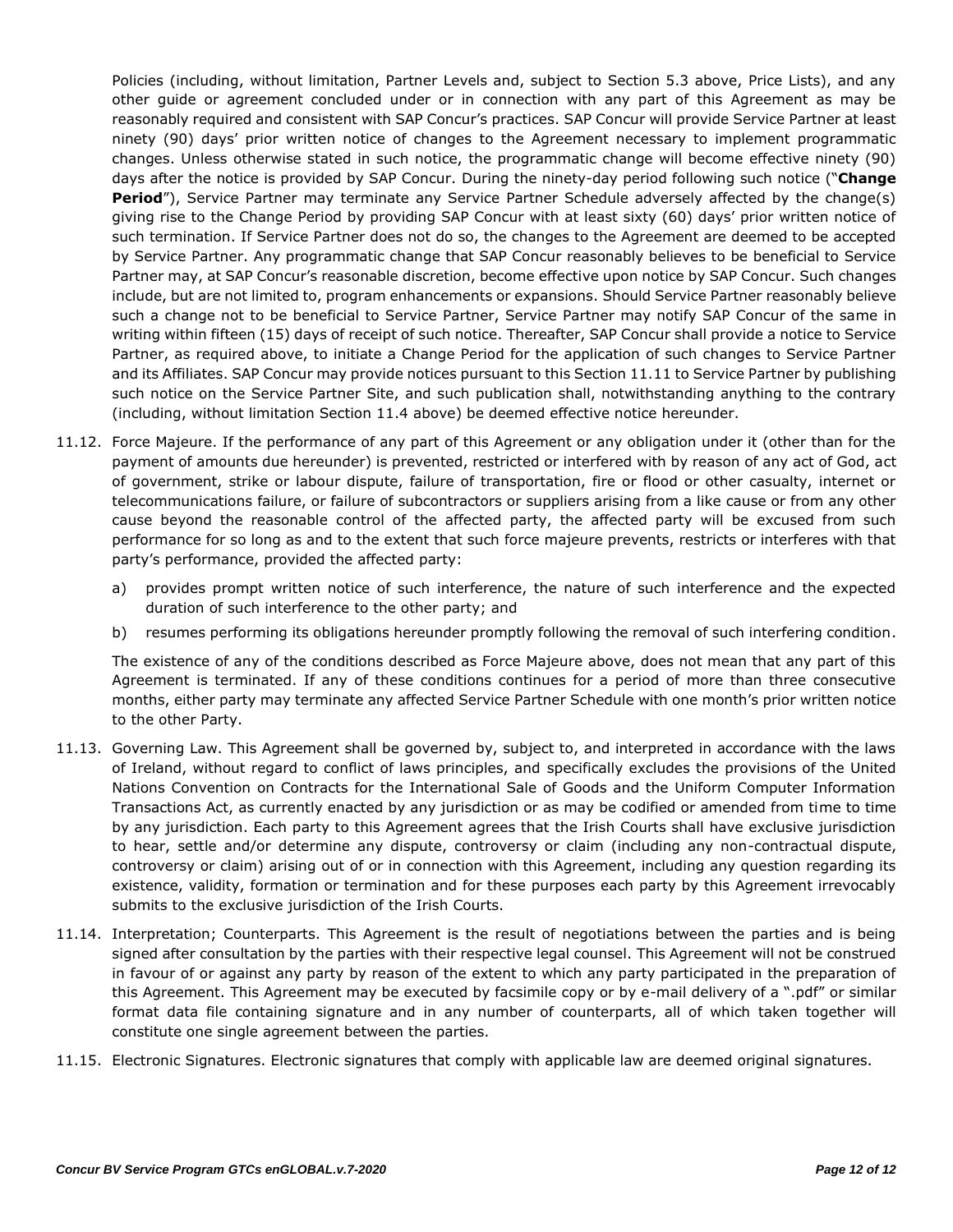Policies (including, without limitation, Partner Levels and, subject to Section 5.3 above, Price Lists), and any other guide or agreement concluded under or in connection with any part of this Agreement as may be reasonably required and consistent with SAP Concur's practices. SAP Concur will provide Service Partner at least ninety (90) days' prior written notice of changes to the Agreement necessary to implement programmatic changes. Unless otherwise stated in such notice, the programmatic change will become effective ninety (90) days after the notice is provided by SAP Concur. During the ninety-day period following such notice ("**Change Period**"), Service Partner may terminate any Service Partner Schedule adversely affected by the change(s) giving rise to the Change Period by providing SAP Concur with at least sixty (60) days' prior written notice of such termination. If Service Partner does not do so, the changes to the Agreement are deemed to be accepted by Service Partner. Any programmatic change that SAP Concur reasonably believes to be beneficial to Service Partner may, at SAP Concur's reasonable discretion, become effective upon notice by SAP Concur. Such changes include, but are not limited to, program enhancements or expansions. Should Service Partner reasonably believe such a change not to be beneficial to Service Partner, Service Partner may notify SAP Concur of the same in writing within fifteen (15) days of receipt of such notice. Thereafter, SAP Concur shall provide a notice to Service Partner, as required above, to initiate a Change Period for the application of such changes to Service Partner and its Affiliates. SAP Concur may provide notices pursuant to this Section 11.11 to Service Partner by publishing such notice on the Service Partner Site, and such publication shall, notwithstanding anything to the contrary (including, without limitation Section 11.4 above) be deemed effective notice hereunder.

11.12. Force Majeure. If the performance of any part of this Agreement or any obligation under it (other than for the payment of amounts due hereunder) is prevented, restricted or interfered with by reason of any act of God, act of government, strike or labour dispute, failure of transportation, fire or flood or other casualty, internet or telecommunications failure, or failure of subcontractors or suppliers arising from a like cause or from any other cause beyond the reasonable control of the affected party, the affected party will be excused from such performance for so long as and to the extent that such force majeure prevents, restricts or interferes with that party's performance, provided the affected party:

a) provides prompt written notice of such interference, the nature of such interference and the expected duration of such interference to the other party; and

b) resumes performing its obligations hereunder promptly following the removal of such interfering condition.

The existence of any of the conditions described as Force Majeure above, does not mean that any part of this Agreement is terminated. If any of these conditions continues for a period of more than three consecutive months, either party may terminate any affected Service Partner Schedule with one month's prior written notice to the other Party.

11.13. Governing Law. This Agreement shall be governed by, subject to, and interpreted in accordance with the laws of Ireland, without regard to conflict of laws principles, and specifically excludes the provisions of the United Nations Convention on Contracts for the International Sale of Goods and the Uniform Computer Information Transactions Act, as currently enacted by any jurisdiction or as may be codified or amended from time to time by any jurisdiction. Each party to this Agreement agrees that the Irish Courts shall have exclusive jurisdiction to hear, settle and/or determine any dispute, controversy or claim (including any non-contractual dispute, controversy or claim) arising out of or in connection with this Agreement, including any question regarding its existence, validity, formation or termination and for these purposes each party by this Agreement irrevocably submits to the exclusive jurisdiction of the Irish Courts.

11.14. Interpretation; Counterparts. This Agreement is the result of negotiations between the parties and is being signed after consultation by the parties with their respective legal counsel. This Agreement will not be construed in favour of or against any party by reason of the extent to which any party participated in the preparation of this Agreement. This Agreement may be executed by facsimile copy or by e-mail delivery of a ".pdf" or similar format data file containing signature and in any number of counterparts, all of which taken together will constitute one single agreement between the parties.

11.15. Electronic Signatures. Electronic signatures that comply with applicable law are deemed original signatures.